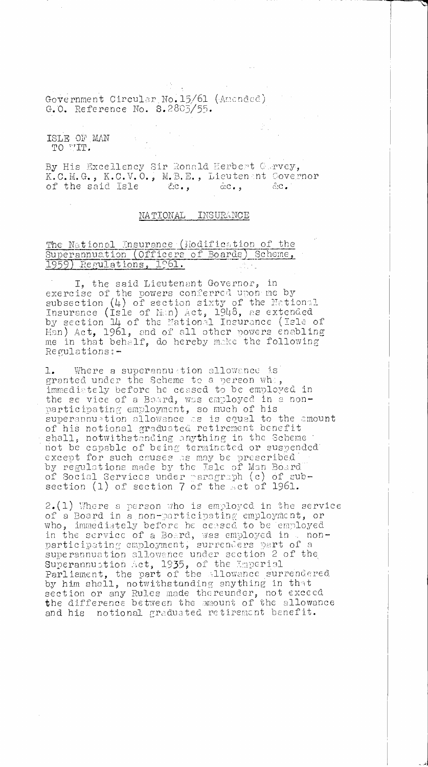Government Circular No.15/61 (Amended)
G.O. Reference No. S.2803/55.

ISLE OF MAN
TO WIT.

By His Excellency Sir Ronald Herbert Garvey, K.C.M.G., K.C.V.O., M.B.E., Lieutenant Governor of the said Isle &c., &c., &c.

## NATIONAL INSURANCE

The National Insurance (Modification of the Superannuation (Officers of Boards) Scheme, 1959) Regulations, 1961.

I, the said Lieutenant Governor, in exercise of the powers conferred upon me by subsection (4) of section sixty of the National Insurance (Isle of Man) Act, 1948, as extended by section 14 of the National Insurance (Isle of Man) Act, 1961, and of all other powers enabling me in that behalf, do hereby make the following Regulations:-

1. Where a superannuation allowance is granted under the Scheme to a person who, immediately before he ceased to be employed in the service of a Board, was employed in a non-participating employment, so much of his superannuation allowance as is equal to the amount of his notional graduated retirement benefit shall, notwithstanding anything in the Scheme not be capable of being terminated or suspended except for such causes as may be prescribed by regulations made by the Isle of Man Board of Social Services under paragraph (c) of subsection (1) of section 7 of the Act of 1961.

2.(1) Where a person who is employed in the service of a Board in a non-participating employment, or who, immediately before he ceased to be employed in the service of a Board, was employed in a non-participating employment, surrenders part of a superannuation allowance under section 2 of the Superannuation Act, 1935, of the Imperial Parliament, the part of the allowance surrendered by him shall, notwithstanding anything in that section or any Rules made thereunder, not exceed the difference between the amount of the allowance and his notional graduated retirement benefit.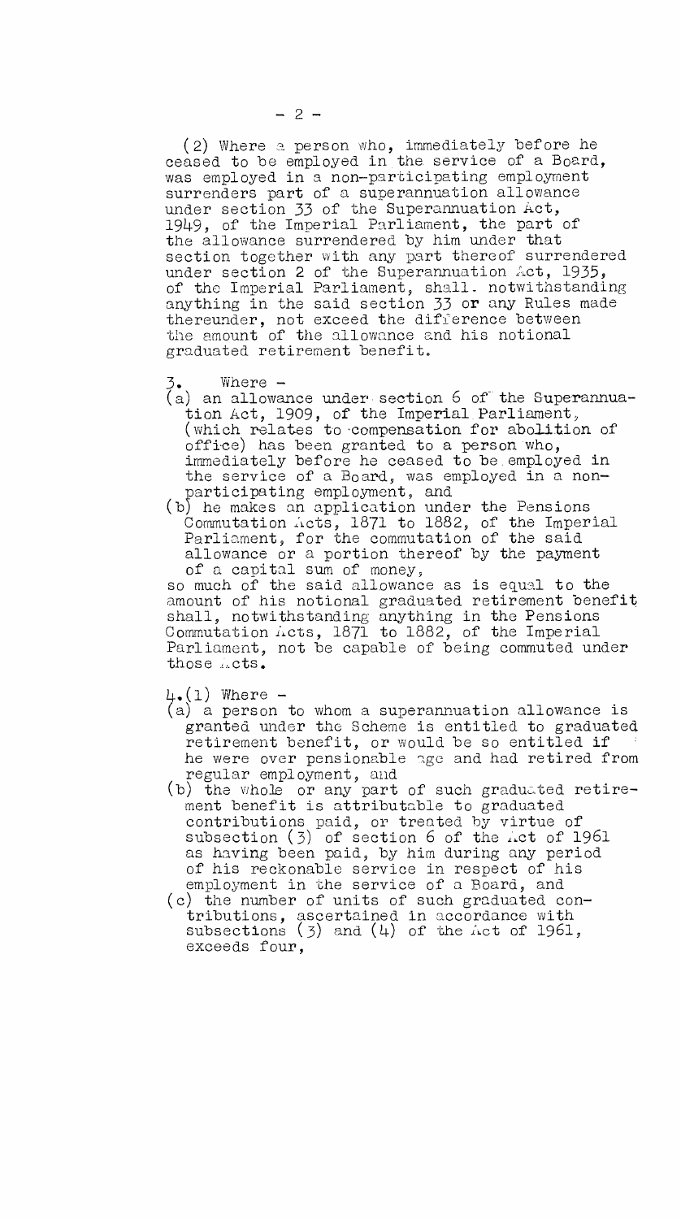(2) Where a person who, immediately before he ceased to be employed in the service of a Board, was employed in a non-participating employment surrenders part of a superannuation allowance under section 33 of the Superannuation Act, 1949, of the Imperial Parliament, the part of the allowance surrendered by him under that section together with any part thereof surrendered under section 2 of the Superannuation Act, 1935, of the Imperial Parliament, shall notwithstanding anything in the said section 33 or any Rules made thereunder, not exceed the difference between the amount of the allowance and his notional graduated retirement benefit.

3. Where -

(a) an allowance under section 6 of the Superannuation Act, 1909, of the Imperial Parliament, (which relates to compensation for abolition of office) has been granted to a person who, immediately before he ceased to be employed in the service of a Board, was employed in a non-participating employment, and

(b) he makes an application under the Pensions Commutation Acts, 1871 to 1882, of the Imperial Parliament, for the commutation of the said allowance or a portion thereof by the payment of a capital sum of money,

so much of the said allowance as is equal to the amount of his notional graduated retirement benefit shall, notwithstanding anything in the Pensions Commutation Acts, 1871 to 1882, of the Imperial Parliament, not be capable of being commuted under those Acts.

4.(1) Where -

(a) a person to whom a superannuation allowance is granted under the Scheme is entitled to graduated retirement benefit, or would be so entitled if he were over pensionable age and had retired from regular employment, and

(b) the whole or any part of such graduated retirement benefit is attributable to graduated contributions paid, or treated by virtue of subsection (3) of section 6 of the Act of 1961 as having been paid, by him during any period of his reckonable service in respect of his employment in the service of a Board, and

(c) the number of units of such graduated contributions, ascertained in accordance with subsections (3) and (4) of the Act of 1961, exceeds four,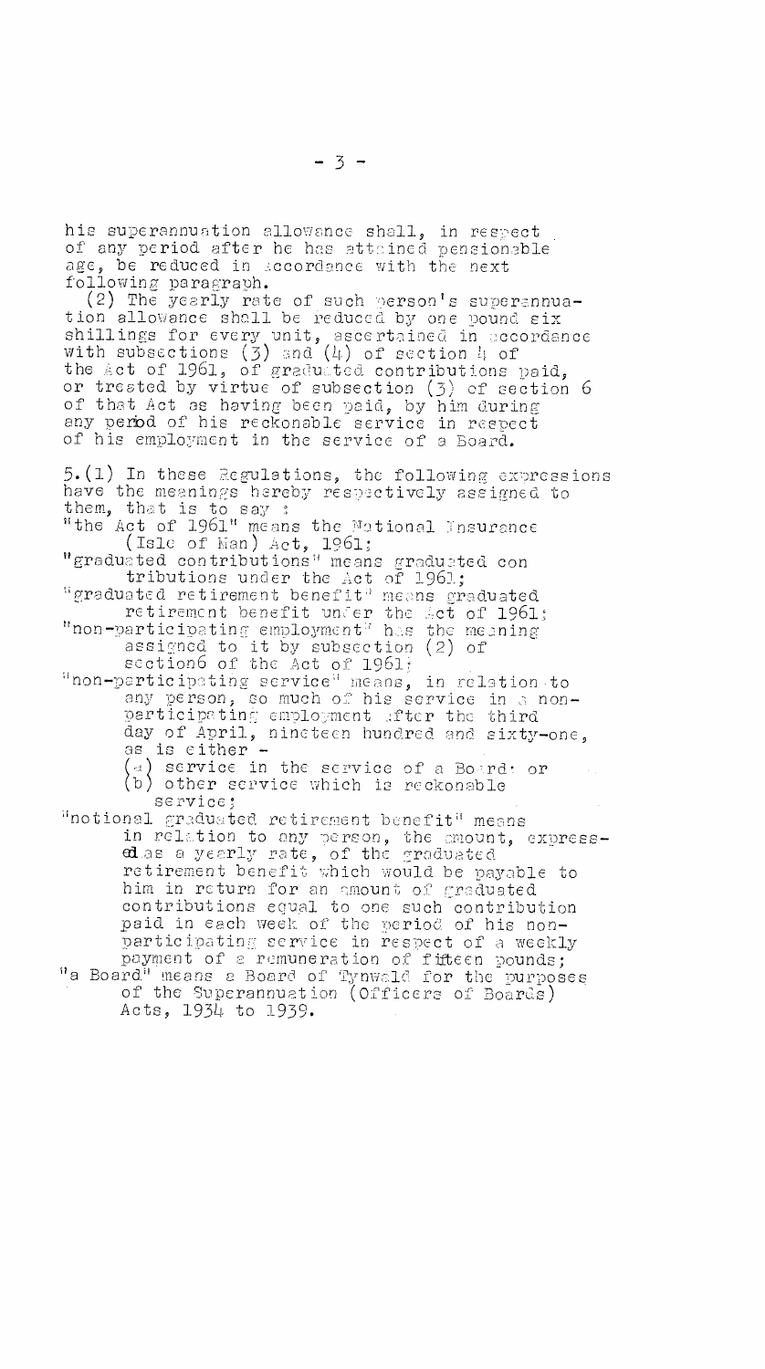his superannuation allowance shall, in respect of any period after he has attained pensionable age, be reduced in accordance with the next following paragraph.

(2) The yearly rate of such person's superannuation allowance shall be reduced by one pound six shillings for every unit, ascertained in accordance with subsections (3) and (4) of section 4 of the Act of 1961, of graduated contributions paid, or treated by virtue of subsection (3) of section 6 of that Act as having been paid, by him during any period of his reckonable service in respect of his employment in the service of a Board.

5.(1) In these Regulations, the following expressions have the meanings hereby respectively assigned to them, that is to say :

"the Act of 1961" means the National Insurance (Isle of Man) Act, 1961;

"graduated contributions" means graduated con tributions under the Act of 1961;

"graduated retirement benefit" means graduated retirement benefit under the Act of 1961;

"non-participating employment" has the meaning assigned to it by subsection (2) of section6 of the Act of 1961;

"non-participating service" means, in relation to any person, so much of his service in a non-participating employment after the third day of April, nineteen hundred and sixty-one, as is either -

(a) service in the service of a Board; or
(b) other service which is reckonable service;

"notional graduated retirement benefit" means in relation to any person, the amount, expressed as a yearly rate, of the graduated retirement benefit which would be payable to him in return for an amount of graduated contributions equal to one such contribution paid in each week of the period of his non-participating service in respect of a weekly payment of a remuneration of fifteen pounds;

"a Board" means a Board of Tynwald for the purposes of the Superannuation (Officers of Boards) Acts, 1934 to 1939.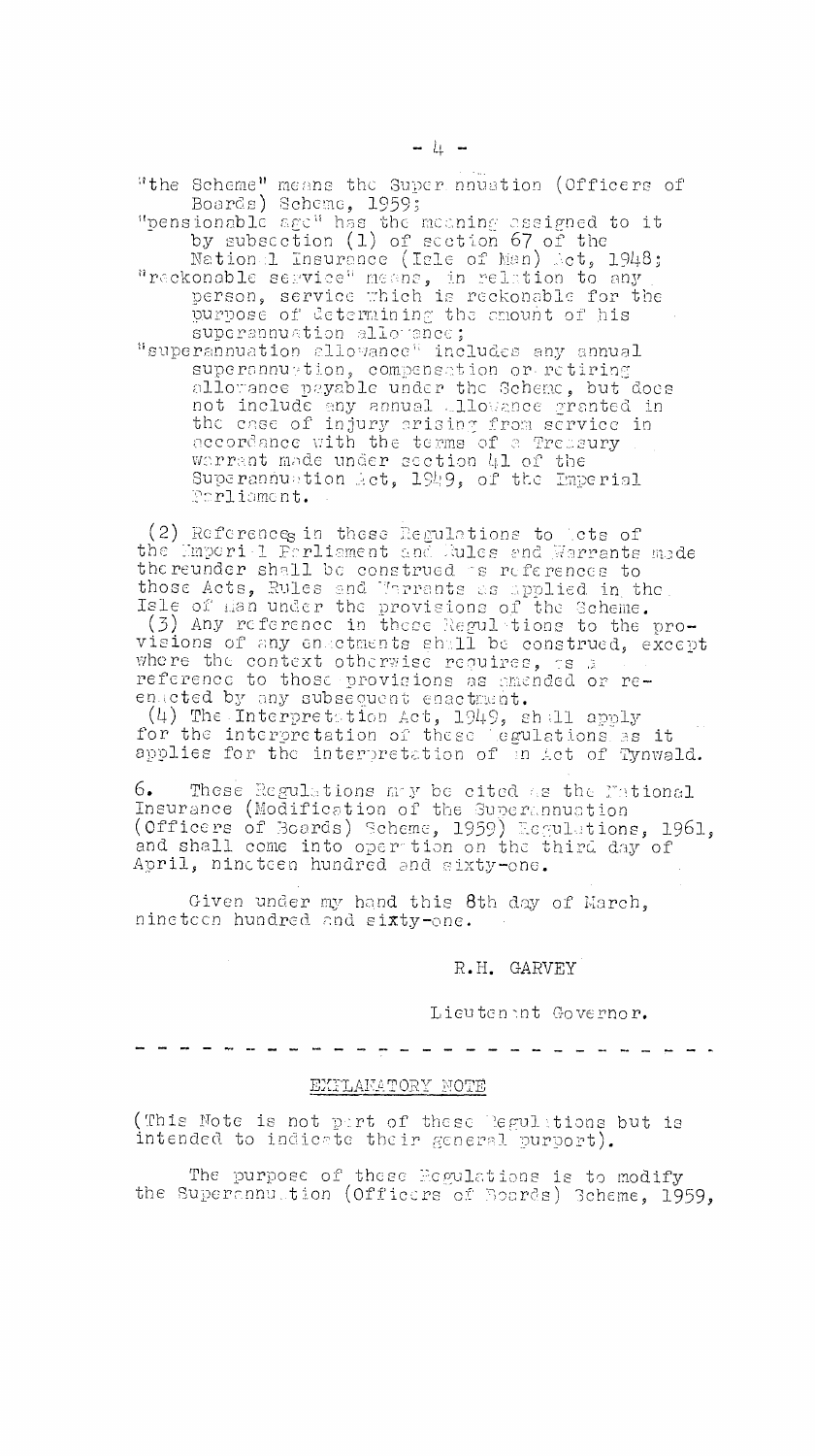"the Scheme" means the Superannuation (Officers of Boards) Scheme, 1959;

"pensionable age" has the meaning assigned to it by subsection (1) of section 67 of the National Insurance (Isle of Man) Act, 1948;

"reckonable service" means, in relation to any person, service which is reckonable for the purpose of determining the amount of his superannuation allowance;

"superannuation allowance" includes any annual superannuation, compensation or retiring allowance payable under the Scheme, but does not include any annual allowance granted in the case of injury arising from service in accordance with the terms of a Treasury warrant made under section 41 of the Superannuation Act, 1949, of the Imperial Parliament.

(2) References in these Regulations to Acts of the Imperial Parliament and Rules and Warrants made thereunder shall be construed as references to those Acts, Rules and Warrants as applied in the Isle of Man under the provisions of the Scheme.

(3) Any reference in these Regulations to the provisions of any enactments shall be construed, except where the context otherwise requires, as a reference to those provisions as amended or re-enacted by any subsequent enactment.

(4) The Interpretation Act, 1949, shall apply for the interpretation of these Regulations as it applies for the interpretation of an Act of Tynwald.

6. These Regulations may be cited as the National Insurance (Modification of the Superannuation (Officers of Boards) Scheme, 1959) Regulations, 1961, and shall come into operation on the third day of April, nineteen hundred and sixty-one.

Given under my hand this 8th day of March, nineteen hundred and sixty-one.

R.H. GARVEY

Lieutenant Governor.

---

## EXPLANATORY NOTE

(This Note is not part of these Regulations but is intended to indicate their general purport).

The purpose of these Regulations is to modify the Superannuation (Officers of Boards) Scheme, 1959,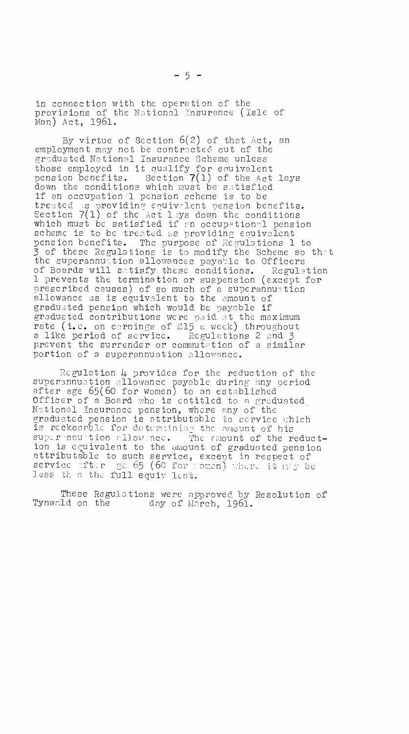in connection with the operation of the provisions of the National Insurance (Isle of Man) Act, 1961.

By virtue of Section 6(2) of that Act, an employment may not be contracted out of the graduated National Insurance Scheme unless those employed in it qualify for equivalent pension benefits. Section 7(1) of the Act lays down the conditions which must be satisfied if an occupational pension scheme is to be treated as providing equivalent pension benefits. Section 7(1) of the Act lays down the conditions which must be satisfied if an occupational pension scheme is to be treated as providing equivalent pension benefits. The purpose of Regulations 1 to 3 of these Regulations is to modify the Scheme so that the superannuation allowances payable to Officers of Boards will satisfy these conditions. Regulation 1 prevents the termination or suspension (except for prescribed causes) of so much of a superannuation allowance as is equivalent to the amount of graduated pension which would be payable if graduated contributions were paid at the maximum rate (i.e. on earnings of £15 a week) throughout a like period of service. Regulations 2 and 3 prevent the surrender or commutation of a similar portion of a superannuation allowance.

Regulation 4 provides for the reduction of the superannuation allowance payable during any period after age 65(60 for women) to an established Officer of a Board who is entitled to a graduated National Insurance pension, where any of the graduated pension is attributable to service which is reckonable for determining the amount of his superannuation allowance. The amount of the reduction is equivalent to the amount of graduated pension attributable to such service, except in respect of service after age 65 (60 for women) where it may be less than the full equivalent.

These Regulations were approved by Resolution of Tynwald on the day of March, 1961.